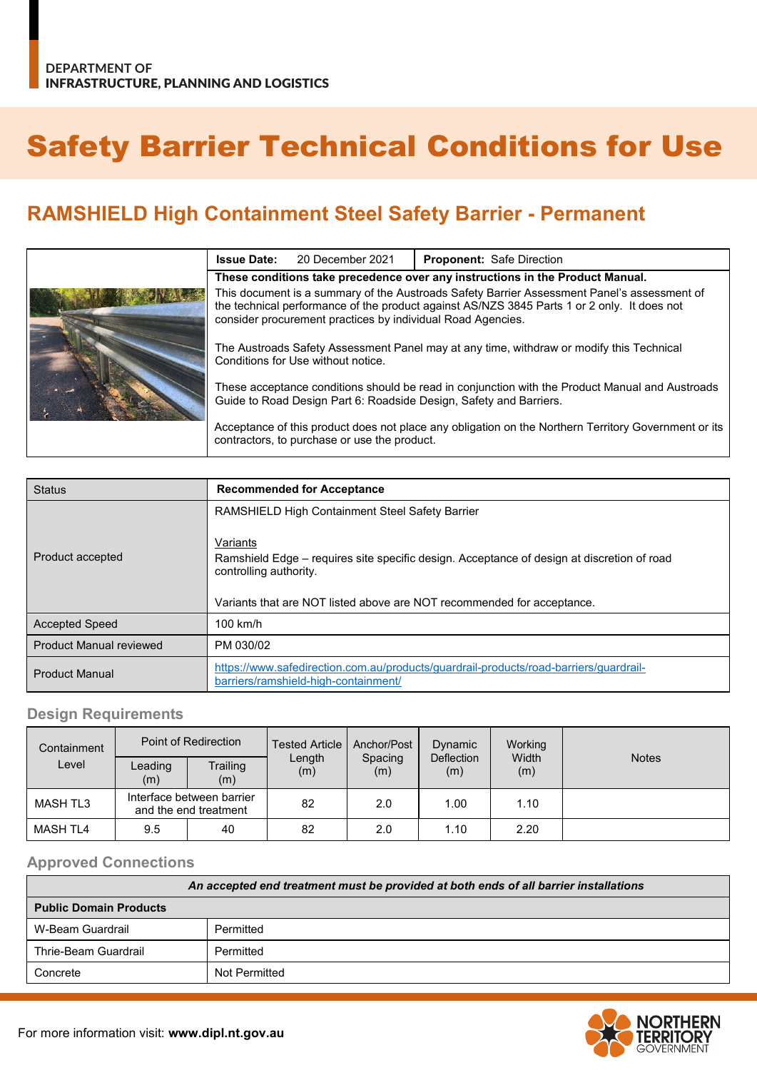DEPARTMENT OF
INFRASTRUCTURE, PLANNING AND LOGISTICS

# Safety Barrier Technical Conditions for Use

## RAMSHIELD High Containment Steel Safety Barrier - Permanent

| **Issue Date:** 20 December 2021 | **Proponent:** Safe Direction |
|---|---|

**These conditions take precedence over any instructions in the Product Manual.**

This document is a summary of the Austroads Safety Barrier Assessment Panel's assessment of the technical performance of the product against AS/NZS 3845 Parts 1 or 2 only. It does not consider procurement practices by individual Road Agencies.

The Austroads Safety Assessment Panel may at any time, withdraw or modify this Technical Conditions for Use without notice.

These acceptance conditions should be read in conjunction with the Product Manual and Austroads Guide to Road Design Part 6: Roadside Design, Safety and Barriers.

Acceptance of this product does not place any obligation on the Northern Territory Government or its contractors, to purchase or use the product.

| Status | **Recommended for Acceptance** |
|---|---|
| Product accepted | RAMSHIELD High Containment Steel Safety Barrier<br><br>Variants<br>Ramshield Edge – requires site specific design. Acceptance of design at discretion of road controlling authority.<br><br>Variants that are NOT listed above are NOT recommended for acceptance. |
| Accepted Speed | 100 km/h |
| Product Manual reviewed | PM 030/02 |
| Product Manual | https://www.safedirection.com.au/products/guardrail-products/road-barriers/guardrail-barriers/ramshield-high-containment/ |

### Design Requirements

| Containment Level | Point of Redirection | | Tested Article Length (m) | Anchor/Post Spacing (m) | Dynamic Deflection (m) | Working Width (m) | Notes |
|---|---|---|---|---|---|---|---|
| | Leading (m) | Trailing (m) | | | | | |
| MASH TL3 | Interface between barrier and the end treatment | | 82 | 2.0 | 1.00 | 1.10 | |
| MASH TL4 | 9.5 | 40 | 82 | 2.0 | 1.10 | 2.20 | |

### Approved Connections

| ***An accepted end treatment must be provided at both ends of all barrier installations*** | |
|---|---|
| **Public Domain Products** | |
| W-Beam Guardrail | Permitted |
| Thrie-Beam Guardrail | Permitted |
| Concrete | Not Permitted |

For more information visit: **www.dipl.nt.gov.au**

NORTHERN TERRITORY GOVERNMENT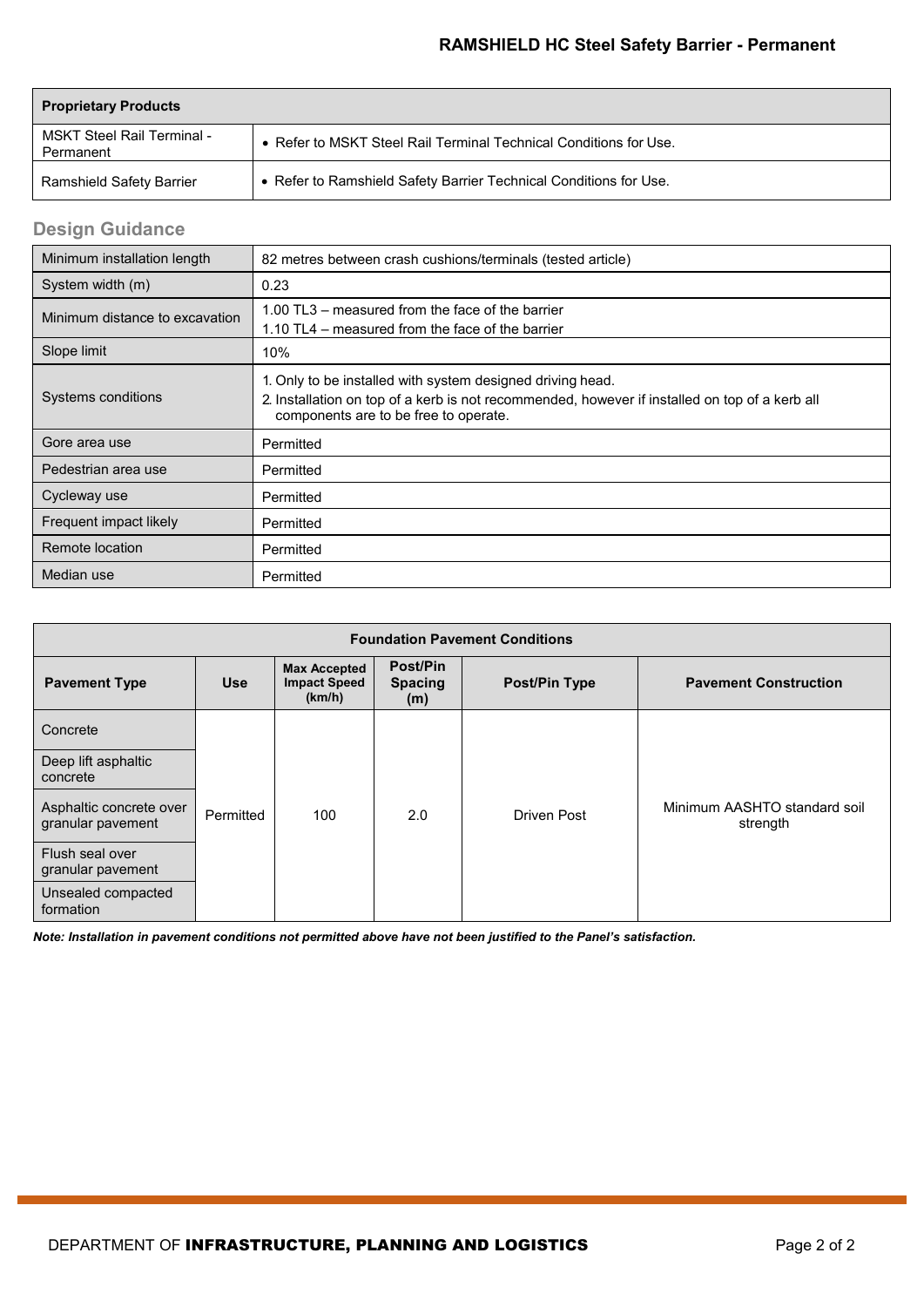| **Proprietary Products** | |
|---|---|
| MSKT Steel Rail Terminal - Permanent | • Refer to MSKT Steel Rail Terminal Technical Conditions for Use. |
| Ramshield Safety Barrier | • Refer to Ramshield Safety Barrier Technical Conditions for Use. |

## Design Guidance

| | |
|---|---|
| Minimum installation length | 82 metres between crash cushions/terminals (tested article) |
| System width (m) | 0.23 |
| Minimum distance to excavation | 1.00 TL3 – measured from the face of the barrier<br>1.10 TL4 – measured from the face of the barrier |
| Slope limit | 10% |
| Systems conditions | 1. Only to be installed with system designed driving head.<br>2. Installation on top of a kerb is not recommended, however if installed on top of a kerb all components are to be free to operate. |
| Gore area use | Permitted |
| Pedestrian area use | Permitted |
| Cycleway use | Permitted |
| Frequent impact likely | Permitted |
| Remote location | Permitted |
| Median use | Permitted |

| **Foundation Pavement Conditions** | | | | | |
|---|---|---|---|---|---|
| **Pavement Type** | **Use** | **Max Accepted Impact Speed (km/h)** | **Post/Pin Spacing (m)** | **Post/Pin Type** | **Pavement Construction** |
| Concrete | Permitted | 100 | 2.0 | Driven Post | Minimum AASHTO standard soil strength |
| Deep lift asphaltic concrete | | | | | |
| Asphaltic concrete over granular pavement | | | | | |
| Flush seal over granular pavement | | | | | |
| Unsealed compacted formation | | | | | |

***Note: Installation in pavement conditions not permitted above have not been justified to the Panel's satisfaction.***